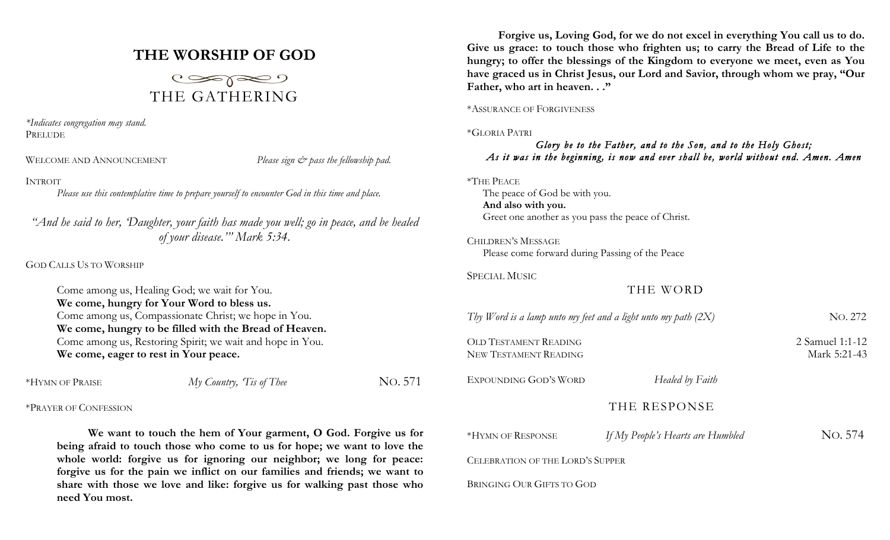# THE WORSHIP OF GOD

## THE GATHERING

*\*Indicates congregation may stand.*

PRELUDE

WELCOME AND ANNOUNCEMENT *Please sign & pass the fellowship pad.*

INTROIT

*Please use this contemplative time to prepare yourself to encounter God in this time and place.*

*"And he said to her, 'Daughter, your faith has made you well; go in peace, and be healed of your disease.'" Mark 5:34.*

GOD CALLS US TO WORSHIP

Come among us, Healing God; we wait for You.
**We come, hungry for Your Word to bless us.**
Come among us, Compassionate Christ; we hope in You.
**We come, hungry to be filled with the Bread of Heaven.**
Come among us, Restoring Spirit; we wait and hope in You.
**We come, eager to rest in Your peace.**

\*HYMN OF PRAISE *My Country, 'Tis of Thee* NO. 571

\*PRAYER OF CONFESSION

**We want to touch the hem of Your garment, O God. Forgive us for being afraid to touch those who come to us for hope; we want to love the whole world: forgive us for ignoring our neighbor; we long for peace: forgive us for the pain we inflict on our families and friends; we want to share with those we love and like: forgive us for walking past those who need You most.**

**Forgive us, Loving God, for we do not excel in everything You call us to do. Give us grace: to touch those who frighten us; to carry the Bread of Life to the hungry; to offer the blessings of the Kingdom to everyone we meet, even as You have graced us in Christ Jesus, our Lord and Savior, through whom we pray, "Our Father, who art in heaven. . ."**

\*ASSURANCE OF FORGIVENESS

\*GLORIA PATRI

***Glory be to the Father, and to the Son, and to the Holy Ghost;***
***As it was in the beginning, is now and ever shall be, world without end. Amen. Amen***

\*THE PEACE

The peace of God be with you.
**And also with you.**
Greet one another as you pass the peace of Christ.

CHILDREN'S MESSAGE

Please come forward during Passing of the Peace

SPECIAL MUSIC

## THE WORD

*Thy Word is a lamp unto my feet and a light unto my path (2X)* NO. 272

OLD TESTAMENT READING 2 Samuel 1:1-12
NEW TESTAMENT READING Mark 5:21-43

EXPOUNDING GOD'S WORD *Healed by Faith*

## THE RESPONSE

\*HYMN OF RESPONSE *If My People's Hearts are Humbled* NO. 574

CELEBRATION OF THE LORD'S SUPPER

BRINGING OUR GIFTS TO GOD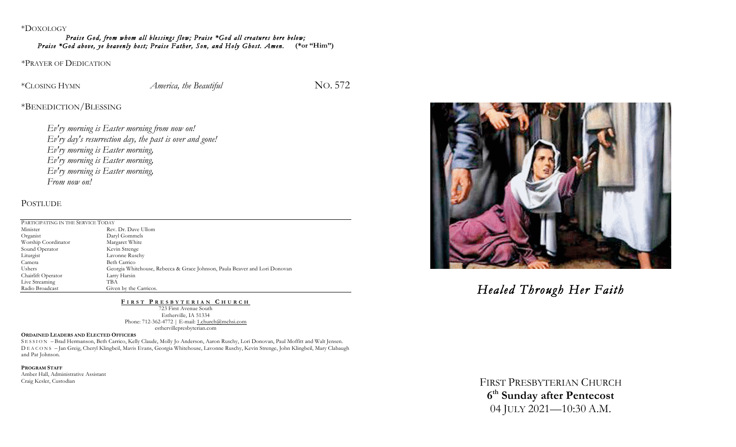\*DOXOLOGY

*Praise God, from whom all blessings flow; Praise \*God all creatures here below;*
*Praise \*God above, ye heavenly host; Praise Father, Son, and Holy Ghost. Amen.* **(\*or "Him")**

\*PRAYER OF DEDICATION

\*CLOSING HYMN *America, the Beautiful* NO. 572

\*BENEDICTION/BLESSING

*Ev'ry morning is Easter morning from now on!*
*Ev'ry day's resurrection day, the past is over and gone!*
*Ev'ry morning is Easter morning,*
*Ev'ry morning is Easter morning,*
*Ev'ry morning is Easter morning,*
*From now on!*

POSTLUDE

| PARTICIPATING IN THE SERVICE TODAY | |
|---|---|
| Minister | Rev. Dr. Dave Ullom |
| Organist | Daryl Gommels |
| Worship Coordinator | Margaret White |
| Sound Operator | Kevin Strenge |
| Liturgist | Lavonne Ruschy |
| Camera | Beth Carrico |
| Ushers | Georgia Whitehouse, Rebecca & Grace Johnson, Paula Beaver and Lori Donovan |
| Chairlift Operator | Larry Harsin |
| Live Streaming | TBA |
| Radio Broadcast | Given by the Carricos. |

**FIRST PRESBYTERIAN CHURCH**
723 First Avenue South
Estherville, IA 51334
Phone: 712-362-4772 | E-mail: 1.church@mchsi.com
esthervillepresbyterian.com

**ORDAINED LEADERS AND ELECTED OFFICERS**

SESSION – Brad Hermanson, Beth Carrico, Kelly Claude, Molly Jo Anderson, Aaron Ruschy, Lori Donovan, Paul Moffitt and Walt Jensen.
DEACONS – Jan Greig, Cheryl Klingbeil, Mavis Evans, Georgia Whitehouse, Lavonne Ruschy, Kevin Strenge, John Klingbeil, Mary Clabaugh and Pat Johnson.

**PROGRAM STAFF**

Amber Hall, Administrative Assistant
Craig Kesler, Custodian

*Healed Through Her Faith*

FIRST PRESBYTERIAN CHURCH
**6th Sunday after Pentecost**
04 JULY 2021—10:30 A.M.